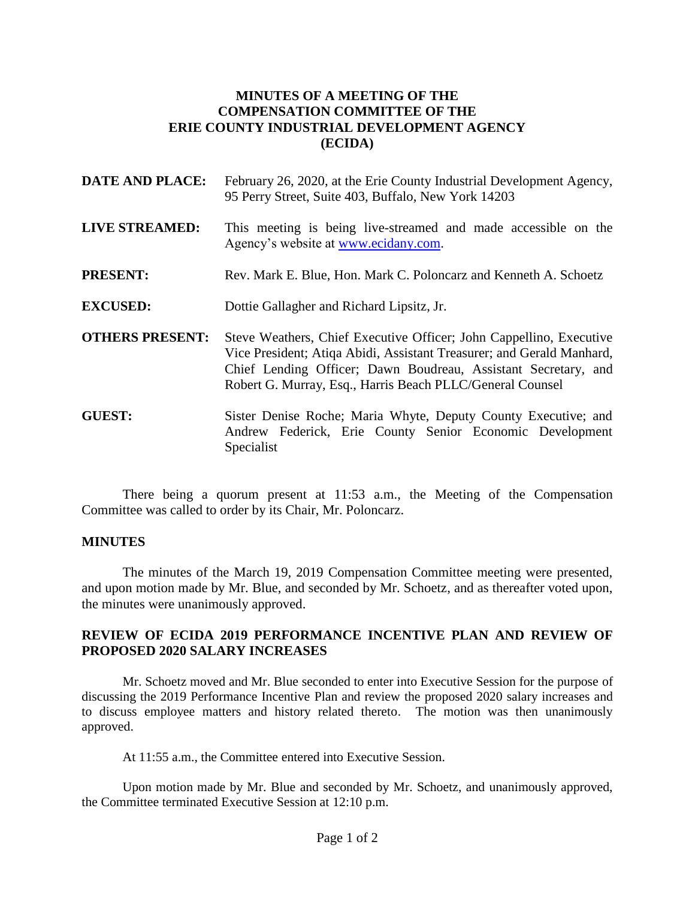# MINUTES OF A MEETING OF THE COMPENSATION COMMITTEE OF THE ERIE COUNTY INDUSTRIAL DEVELOPMENT AGENCY (ECIDA)

**DATE AND PLACE:** February 26, 2020, at the Erie County Industrial Development Agency, 95 Perry Street, Suite 403, Buffalo, New York 14203

**LIVE STREAMED:** This meeting is being live-streamed and made accessible on the Agency's website at www.ecidany.com.

**PRESENT:** Rev. Mark E. Blue, Hon. Mark C. Poloncarz and Kenneth A. Schoetz

**EXCUSED:** Dottie Gallagher and Richard Lipsitz, Jr.

**OTHERS PRESENT:** Steve Weathers, Chief Executive Officer; John Cappellino, Executive Vice President; Atiqa Abidi, Assistant Treasurer; and Gerald Manhard, Chief Lending Officer; Dawn Boudreau, Assistant Secretary, and Robert G. Murray, Esq., Harris Beach PLLC/General Counsel

**GUEST:** Sister Denise Roche; Maria Whyte, Deputy County Executive; and Andrew Federick, Erie County Senior Economic Development Specialist

There being a quorum present at 11:53 a.m., the Meeting of the Compensation Committee was called to order by its Chair, Mr. Poloncarz.

## MINUTES

The minutes of the March 19, 2019 Compensation Committee meeting were presented, and upon motion made by Mr. Blue, and seconded by Mr. Schoetz, and as thereafter voted upon, the minutes were unanimously approved.

## REVIEW OF ECIDA 2019 PERFORMANCE INCENTIVE PLAN AND REVIEW OF PROPOSED 2020 SALARY INCREASES

Mr. Schoetz moved and Mr. Blue seconded to enter into Executive Session for the purpose of discussing the 2019 Performance Incentive Plan and review the proposed 2020 salary increases and to discuss employee matters and history related thereto. The motion was then unanimously approved.

At 11:55 a.m., the Committee entered into Executive Session.

Upon motion made by Mr. Blue and seconded by Mr. Schoetz, and unanimously approved, the Committee terminated Executive Session at 12:10 p.m.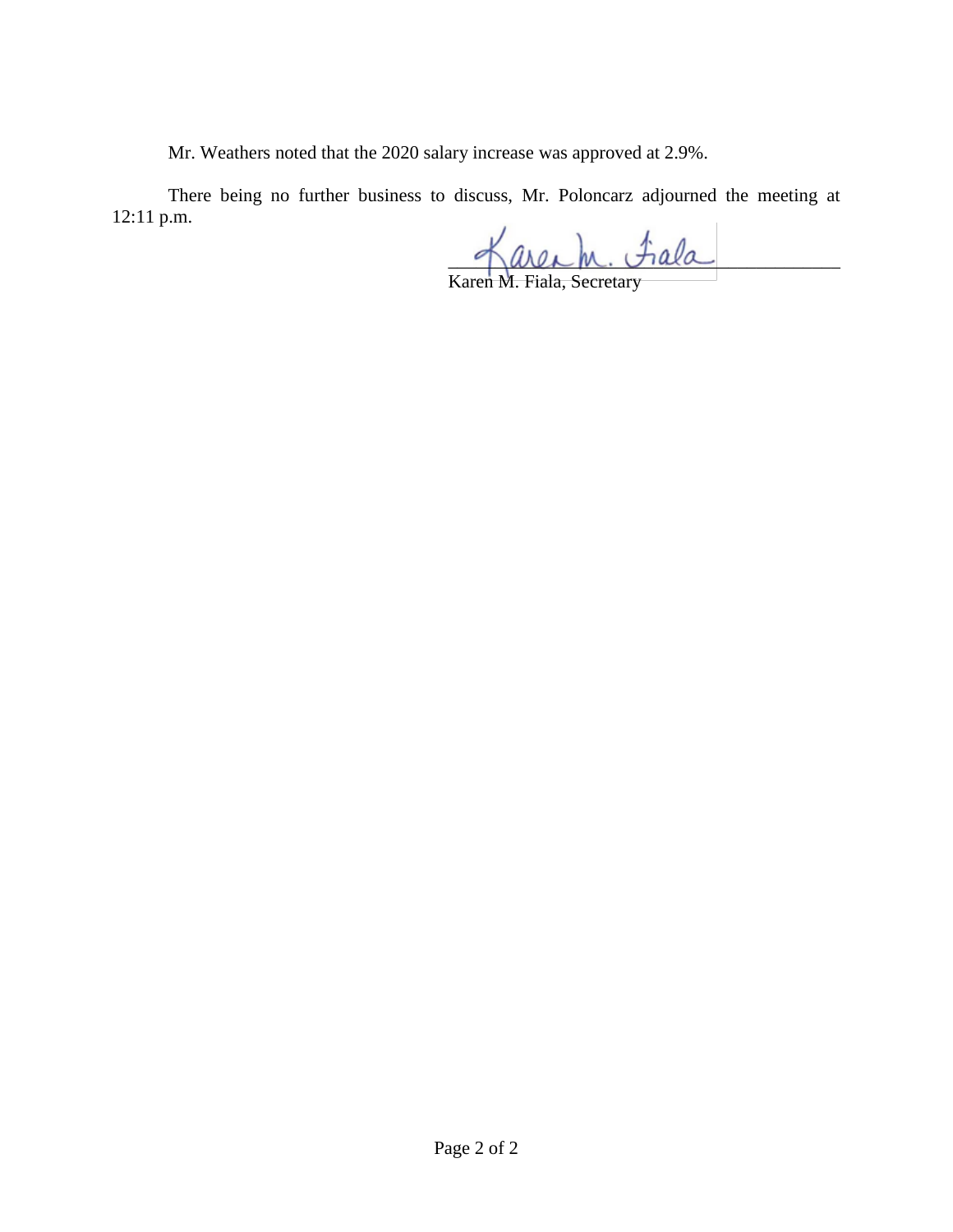Mr. Weathers noted that the 2020 salary increase was approved at 2.9%.

There being no further business to discuss, Mr. Poloncarz adjourned the meeting at 12:11 p.m.

Karen M. Fiala

Karen M. Fiala, Secretary